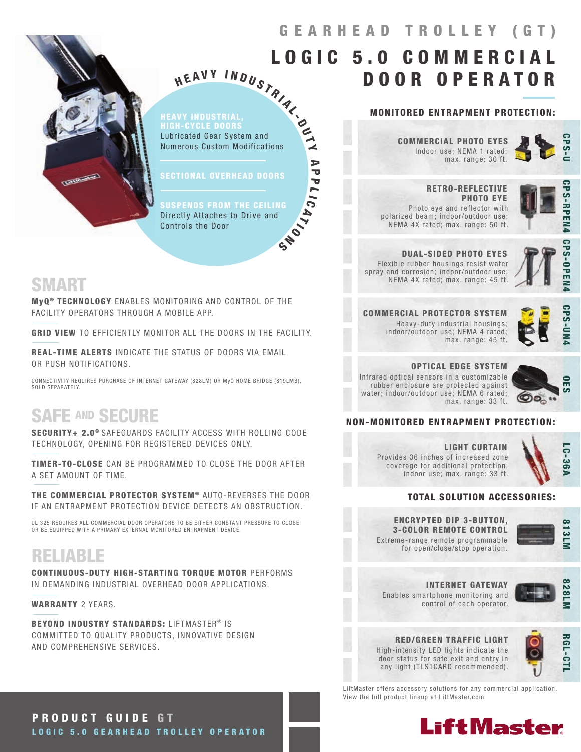# GEARHEAD TROLLEY (GT)

# LOGIC 5.0 COMMERCIAL DOOR OPERATOR

HEAVY INDUSTRIAL-DUTY APPLICATIONS

**HEAVY INDUSTRIAL, HIGH-CYCLE DOORS**
Lubricated Gear System and Numerous Custom Modifications

**SECTIONAL OVERHEAD DOORS**

**SUSPENDS FROM THE CEILING**
Directly Attaches to Drive and Controls the Door

## SMART

**MyQ® TECHNOLOGY** ENABLES MONITORING AND CONTROL OF THE FACILITY OPERATORS THROUGH A MOBILE APP.

**GRID VIEW** TO EFFICIENTLY MONITOR ALL THE DOORS IN THE FACILITY.

**REAL-TIME ALERTS** INDICATE THE STATUS OF DOORS VIA EMAIL OR PUSH NOTIFICATIONS.

CONNECTIVITY REQUIRES PURCHASE OF INTERNET GATEWAY (828LM) OR MyQ HOME BRIDGE (819LMB), SOLD SEPARATELY.

## SAFE AND SECURE

**SECURITY+ 2.0®** SAFEGUARDS FACILITY ACCESS WITH ROLLING CODE TECHNOLOGY, OPENING FOR REGISTERED DEVICES ONLY.

**TIMER-TO-CLOSE** CAN BE PROGRAMMED TO CLOSE THE DOOR AFTER A SET AMOUNT OF TIME.

**THE COMMERCIAL PROTECTOR SYSTEM®** AUTO-REVERSES THE DOOR IF AN ENTRAPMENT PROTECTION DEVICE DETECTS AN OBSTRUCTION.

UL 325 REQUIRES ALL COMMERCIAL DOOR OPERATORS TO BE EITHER CONSTANT PRESSURE TO CLOSE OR BE EQUIPPED WITH A PRIMARY EXTERNAL MONITORED ENTRAPMENT DEVICE.

## RELIABLE

**CONTINUOUS-DUTY HIGH-STARTING TORQUE MOTOR** PERFORMS IN DEMANDING INDUSTRIAL OVERHEAD DOOR APPLICATIONS.

**WARRANTY** 2 YEARS.

**BEYOND INDUSTRY STANDARDS:** LIFTMASTER® IS COMMITTED TO QUALITY PRODUCTS, INNOVATIVE DESIGN AND COMPREHENSIVE SERVICES.

### MONITORED ENTRAPMENT PROTECTION:

**COMMERCIAL PHOTO EYES** — CPS-U
Indoor use; NEMA 1 rated; max. range: 30 ft.

**RETRO-REFLECTIVE PHOTO EYE** — CPS-RPEN4
Photo eye and reflector with polarized beam; indoor/outdoor use; NEMA 4X rated; max. range: 50 ft.

**DUAL-SIDED PHOTO EYES** — CPS-OPEN4
Flexible rubber housings resist water spray and corrosion; indoor/outdoor use; NEMA 4X rated; max. range: 45 ft.

**COMMERCIAL PROTECTOR SYSTEM** — CPS-UN4
Heavy-duty industrial housings; indoor/outdoor use; NEMA 4 rated; max. range: 45 ft.

**OPTICAL EDGE SYSTEM** — OES
Infrared optical sensors in a customizable rubber enclosure are protected against water; indoor/outdoor use; NEMA 6 rated; max. range: 33 ft.

### NON-MONITORED ENTRAPMENT PROTECTION:

**LIGHT CURTAIN** — LC-36A
Provides 36 inches of increased zone coverage for additional protection; indoor use; max. range: 33 ft.

### TOTAL SOLUTION ACCESSORIES:

**ENCRYPTED DIP 3-BUTTON, 3-COLOR REMOTE CONTROL** — 813LM
Extreme-range remote programmable for open/close/stop operation.

**INTERNET GATEWAY** — 828LM
Enables smartphone monitoring and control of each operator.

**RED/GREEN TRAFFIC LIGHT** — RGL-CTL
High-intensity LED lights indicate the door status for safe exit and entry in any light (TLS1CARD recommended).

LiftMaster offers accessory solutions for any commercial application. View the full product lineup at LiftMaster.com

**PRODUCT GUIDE GT**
LOGIC 5.0 GEARHEAD TROLLEY OPERATOR

LiftMaster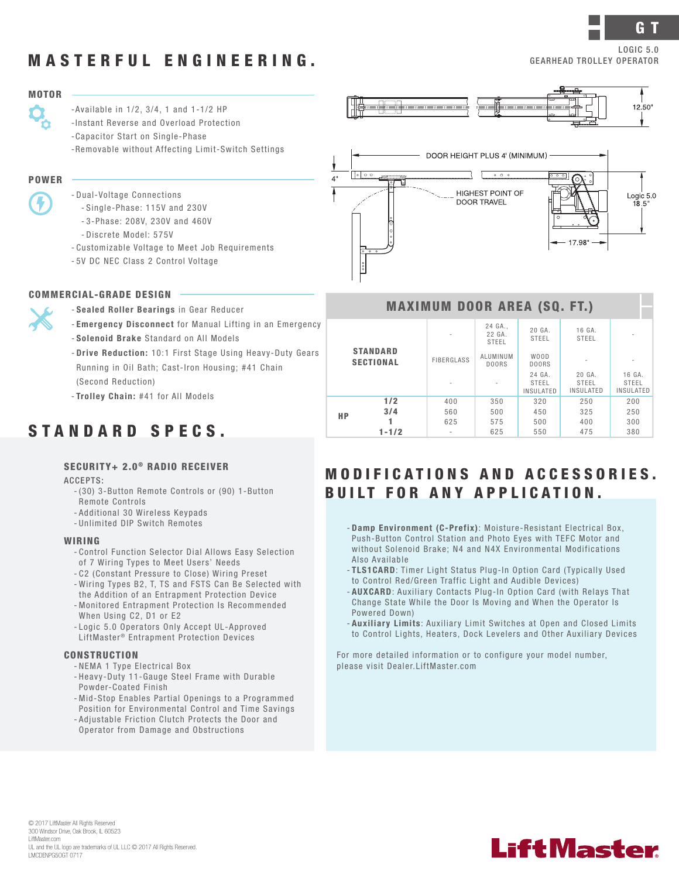GT

LOGIC 5.0
GEARHEAD TROLLEY OPERATOR

# MASTERFUL ENGINEERING.

## MOTOR

- Available in 1/2, 3/4, 1 and 1-1/2 HP
- Instant Reverse and Overload Protection
- Capacitor Start on Single-Phase
- Removable without Affecting Limit-Switch Settings

## POWER

- Dual-Voltage Connections
  - Single-Phase: 115V and 230V
  - 3-Phase: 208V, 230V and 460V
  - Discrete Model: 575V
- Customizable Voltage to Meet Job Requirements
- 5V DC NEC Class 2 Control Voltage

## COMMERCIAL-GRADE DESIGN

- **Sealed Roller Bearings** in Gear Reducer
- **Emergency Disconnect** for Manual Lifting in an Emergency
- **Solenoid Brake** Standard on All Models
- **Drive Reduction:** 10:1 First Stage Using Heavy-Duty Gears Running in Oil Bath; Cast-Iron Housing; #41 Chain (Second Reduction)
- **Trolley Chain:** #41 for All Models

12.50"
4"
DOOR HEIGHT PLUS 4' (MINIMUM)
HIGHEST POINT OF DOOR TRAVEL
Logic 5.0 18.5"
17.98"

## MAXIMUM DOOR AREA (SQ. FT.)

| STANDARD SECTIONAL | | - / FIBERGLASS / - | 24 GA., 22 GA. STEEL / ALUMINUM DOORS / - | 20 GA. STEEL / WOOD DOORS / 24 GA. STEEL INSULATED | 16 GA. STEEL / - / 20 GA. STEEL INSULATED | - / - / 16 GA. STEEL INSULATED |
|---|---|---|---|---|---|---|
| HP | 1/2 | 400 | 350 | 320 | 250 | 200 |
| | 3/4 | 560 | 500 | 450 | 325 | 250 |
| | 1 | 625 | 575 | 500 | 400 | 300 |
| | 1-1/2 | - | 625 | 550 | 475 | 380 |

# STANDARD SPECS.

### SECURITY+ 2.0® RADIO RECEIVER

ACCEPTS:

- (30) 3-Button Remote Controls or (90) 1-Button Remote Controls
- Additional 30 Wireless Keypads
- Unlimited DIP Switch Remotes

### WIRING

- Control Function Selector Dial Allows Easy Selection of 7 Wiring Types to Meet Users' Needs
- C2 (Constant Pressure to Close) Wiring Preset
- Wiring Types B2, T, TS and FSTS Can Be Selected with the Addition of an Entrapment Protection Device
- Monitored Entrapment Protection Is Recommended When Using C2, D1 or E2
- Logic 5.0 Operators Only Accept UL-Approved LiftMaster® Entrapment Protection Devices

### CONSTRUCTION

- NEMA 1 Type Electrical Box
- Heavy-Duty 11-Gauge Steel Frame with Durable Powder-Coated Finish
- Mid-Stop Enables Partial Openings to a Programmed Position for Environmental Control and Time Savings
- Adjustable Friction Clutch Protects the Door and Operator from Damage and Obstructions

# MODIFICATIONS AND ACCESSORIES. BUILT FOR ANY APPLICATION.

- **Damp Environment (C-Prefix)**: Moisture-Resistant Electrical Box, Push-Button Control Station and Photo Eyes with TEFC Motor and without Solenoid Brake; N4 and N4X Environmental Modifications Also Available
- **TLS1CARD**: Timer Light Status Plug-In Option Card (Typically Used to Control Red/Green Traffic Light and Audible Devices)
- **AUXCARD**: Auxiliary Contacts Plug-In Option Card (with Relays That Change State While the Door Is Moving and When the Operator Is Powered Down)
- **Auxiliary Limits**: Auxiliary Limit Switches at Open and Closed Limits to Control Lights, Heaters, Dock Levelers and Other Auxiliary Devices

For more detailed information or to configure your model number, please visit Dealer.LiftMaster.com

© 2017 LiftMaster All Rights Reserved
300 Windsor Drive, Oak Brook, IL 60523
LiftMaster.com
UL and the UL logo are trademarks of UL LLC © 2017 All Rights Reserved.
LMCDENPG5OGT 0717

LiftMaster